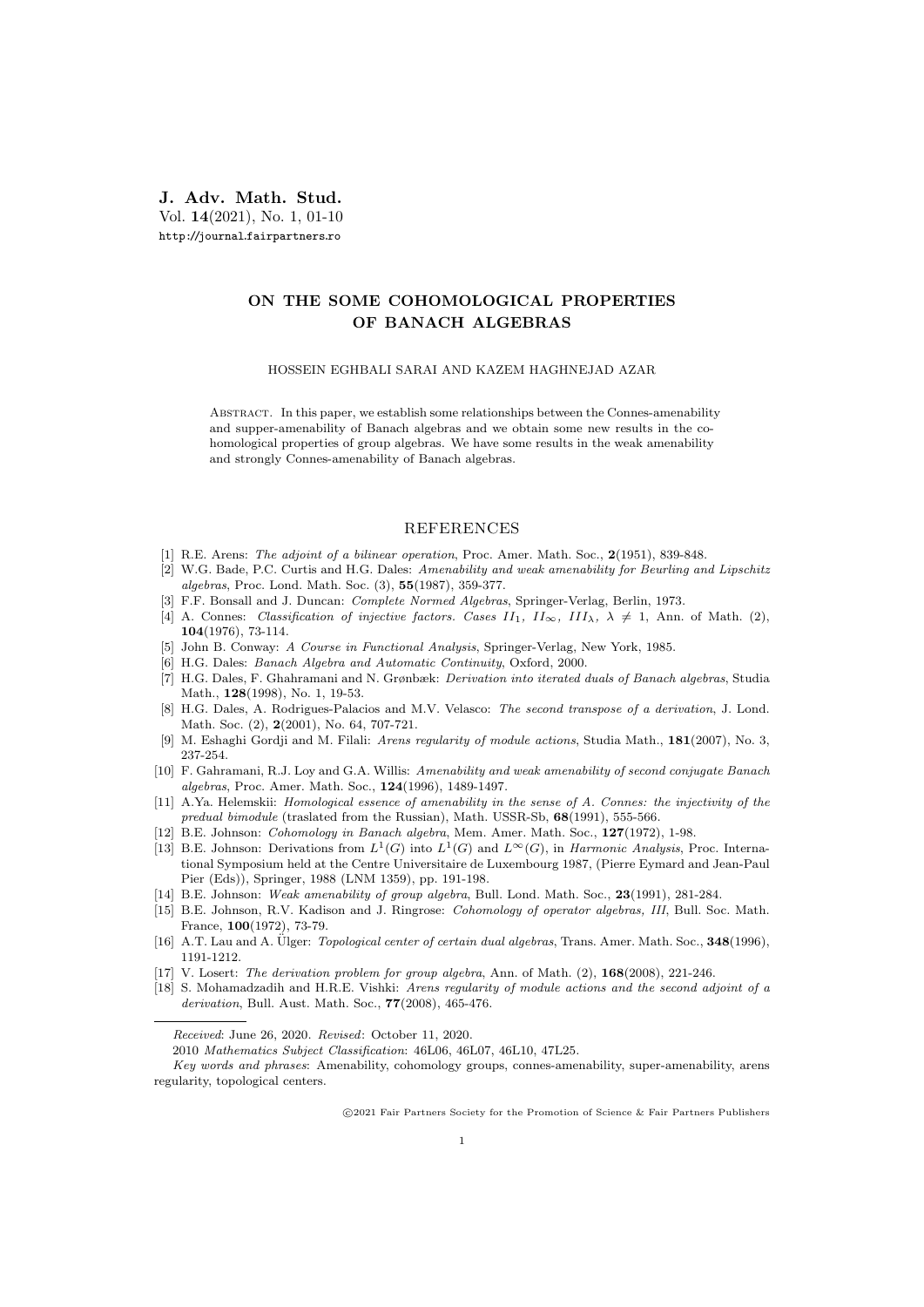**J. Adv. Math. Stud.**
Vol. **14**(2021), No. 1, 01-10
http://journal.fairpartners.ro

# ON THE SOME COHOMOLOGICAL PROPERTIES OF BANACH ALGEBRAS

HOSSEIN EGHBALI SARAI AND KAZEM HAGHNEJAD AZAR

Abstract. In this paper, we establish some relationships between the Connes-amenability and supper-amenability of Banach algebras and we obtain some new results in the cohomological properties of group algebras. We have some results in the weak amenability and strongly Connes-amenability of Banach algebras.

## REFERENCES

[1] R.E. Arens: *The adjoint of a bilinear operation*, Proc. Amer. Math. Soc., **2**(1951), 839-848.
[2] W.G. Bade, P.C. Curtis and H.G. Dales: *Amenability and weak amenability for Beurling and Lipschitz algebras*, Proc. Lond. Math. Soc. (3), **55**(1987), 359-377.
[3] F.F. Bonsall and J. Duncan: *Complete Normed Algebras*, Springer-Verlag, Berlin, 1973.
[4] A. Connes: *Classification of injective factors. Cases $II_1$, $II_\infty$, $III_\lambda$, $\lambda \neq 1$*, Ann. of Math. (2), **104**(1976), 73-114.
[5] John B. Conway: *A Course in Functional Analysis*, Springer-Verlag, New York, 1985.
[6] H.G. Dales: *Banach Algebra and Automatic Continuity*, Oxford, 2000.
[7] H.G. Dales, F. Ghahramani and N. Grønbæk: *Derivation into iterated duals of Banach algebras*, Studia Math., **128**(1998), No. 1, 19-53.
[8] H.G. Dales, A. Rodrigues-Palacios and M.V. Velasco: *The second transpose of a derivation*, J. Lond. Math. Soc. (2), **2**(2001), No. 64, 707-721.
[9] M. Eshaghi Gordji and M. Filali: *Arens regularity of module actions*, Studia Math., **181**(2007), No. 3, 237-254.
[10] F. Gahramani, R.J. Loy and G.A. Willis: *Amenability and weak amenability of second conjugate Banach algebras*, Proc. Amer. Math. Soc., **124**(1996), 1489-1497.
[11] A.Ya. Helemskii: *Homological essence of amenability in the sense of A. Connes: the injectivity of the predual bimodule* (traslated from the Russian), Math. USSR-Sb, **68**(1991), 555-566.
[12] B.E. Johnson: *Cohomology in Banach algebra*, Mem. Amer. Math. Soc., **127**(1972), 1-98.
[13] B.E. Johnson: Derivations from $L^1(G)$ into $L^1(G)$ and $L^\infty(G)$, in *Harmonic Analysis*, Proc. International Symposium held at the Centre Universitaire de Luxembourg 1987, (Pierre Eymard and Jean-Paul Pier (Eds)), Springer, 1988 (LNM 1359), pp. 191-198.
[14] B.E. Johnson: *Weak amenability of group algebra*, Bull. Lond. Math. Soc., **23**(1991), 281-284.
[15] B.E. Johnson, R.V. Kadison and J. Ringrose: *Cohomology of operator algebras, III*, Bull. Soc. Math. France, **100**(1972), 73-79.
[16] A.T. Lau and A. Ülger: *Topological center of certain dual algebras*, Trans. Amer. Math. Soc., **348**(1996), 1191-1212.
[17] V. Losert: *The derivation problem for group algebra*, Ann. of Math. (2), **168**(2008), 221-246.
[18] S. Mohamadzadih and H.R.E. Vishki: *Arens regularity of module actions and the second adjoint of a derivation*, Bull. Aust. Math. Soc., **77**(2008), 465-476.

*Received*: June 26, 2020. *Revised*: October 11, 2020.

2010 *Mathematics Subject Classification*: 46L06, 46L07, 46L10, 47L25.

*Key words and phrases*: Amenability, cohomology groups, connes-amenability, super-amenability, arens regularity, topological centers.

©2021 Fair Partners Society for the Promotion of Science & Fair Partners Publishers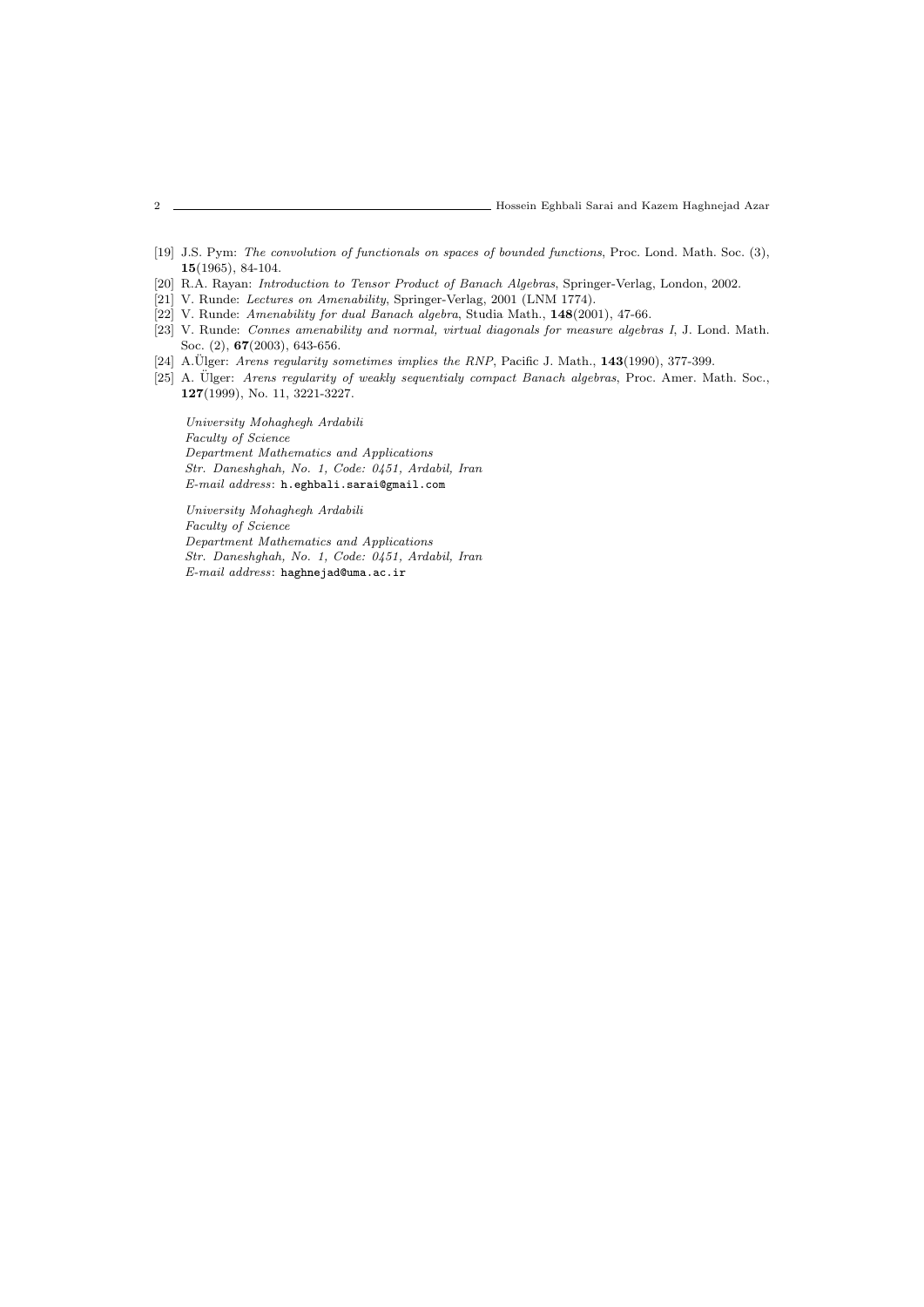[19] J.S. Pym: *The convolution of functionals on spaces of bounded functions*, Proc. Lond. Math. Soc. (3), **15**(1965), 84-104.

[20] R.A. Rayan: *Introduction to Tensor Product of Banach Algebras*, Springer-Verlag, London, 2002.

[21] V. Runde: *Lectures on Amenability*, Springer-Verlag, 2001 (LNM 1774).

[22] V. Runde: *Amenability for dual Banach algebra*, Studia Math., **148**(2001), 47-66.

[23] V. Runde: *Connes amenability and normal, virtual diagonals for measure algebras I*, J. Lond. Math. Soc. (2), **67**(2003), 643-656.

[24] A.Ülger: *Arens regularity sometimes implies the RNP*, Pacific J. Math., **143**(1990), 377-399.

[25] A. Ülger: *Arens regularity of weakly sequentialy compact Banach algebras*, Proc. Amer. Math. Soc., **127**(1999), No. 11, 3221-3227.

*University Mohaghegh Ardabili*
*Faculty of Science*
*Department Mathematics and Applications*
*Str. Daneshghah, No. 1, Code: 0451, Ardabil, Iran*
*E-mail address*: h.eghbali.sarai@gmail.com

*University Mohaghegh Ardabili*
*Faculty of Science*
*Department Mathematics and Applications*
*Str. Daneshghah, No. 1, Code: 0451, Ardabil, Iran*
*E-mail address*: haghnejad@uma.ac.ir